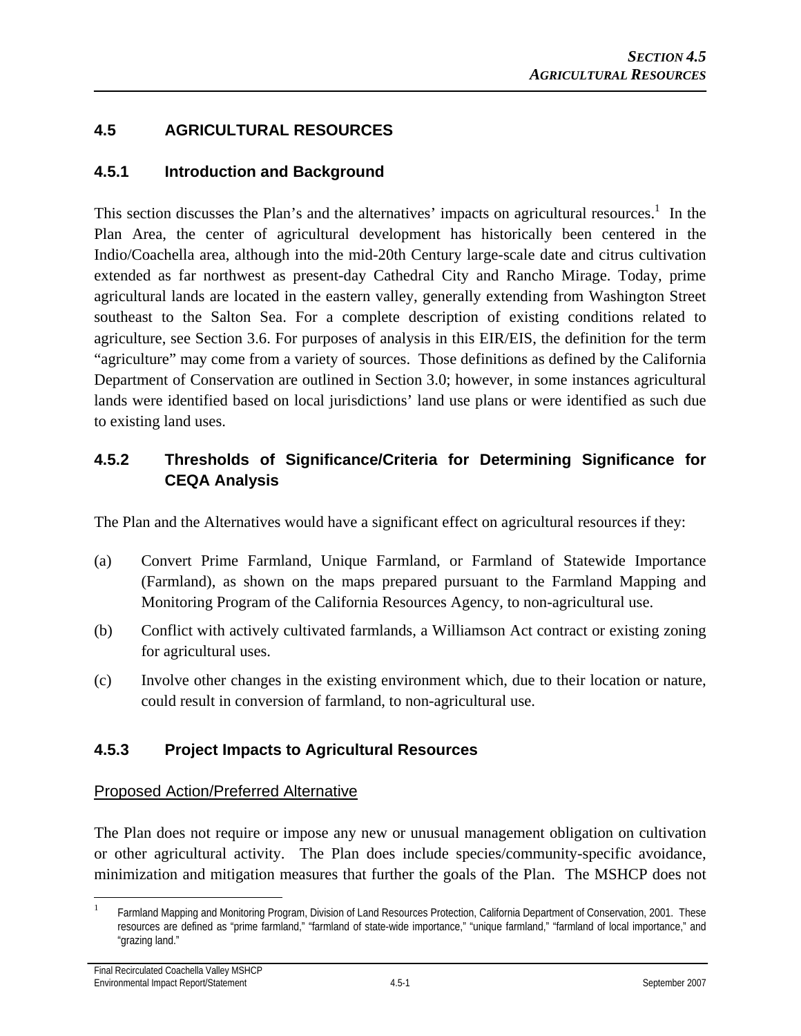# 4.5 AGRICULTURAL RESOURCES

## 4.5.1 Introduction and Background

This section discusses the Plan's and the alternatives' impacts on agricultural resources.[1] In the Plan Area, the center of agricultural development has historically been centered in the Indio/Coachella area, although into the mid-20th Century large-scale date and citrus cultivation extended as far northwest as present-day Cathedral City and Rancho Mirage. Today, prime agricultural lands are located in the eastern valley, generally extending from Washington Street southeast to the Salton Sea. For a complete description of existing conditions related to agriculture, see Section 3.6. For purposes of analysis in this EIR/EIS, the definition for the term "agriculture" may come from a variety of sources. Those definitions as defined by the California Department of Conservation are outlined in Section 3.0; however, in some instances agricultural lands were identified based on local jurisdictions' land use plans or were identified as such due to existing land uses.

## 4.5.2 Thresholds of Significance/Criteria for Determining Significance for CEQA Analysis

The Plan and the Alternatives would have a significant effect on agricultural resources if they:

(a) Convert Prime Farmland, Unique Farmland, or Farmland of Statewide Importance (Farmland), as shown on the maps prepared pursuant to the Farmland Mapping and Monitoring Program of the California Resources Agency, to non-agricultural use.

(b) Conflict with actively cultivated farmlands, a Williamson Act contract or existing zoning for agricultural uses.

(c) Involve other changes in the existing environment which, due to their location or nature, could result in conversion of farmland, to non-agricultural use.

## 4.5.3 Project Impacts to Agricultural Resources

### Proposed Action/Preferred Alternative

The Plan does not require or impose any new or unusual management obligation on cultivation or other agricultural activity. The Plan does include species/community-specific avoidance, minimization and mitigation measures that further the goals of the Plan. The MSHCP does not

---

[1] Farmland Mapping and Monitoring Program, Division of Land Resources Protection, California Department of Conservation, 2001. These resources are defined as "prime farmland," "farmland of state-wide importance," "unique farmland," "farmland of local importance," and "grazing land."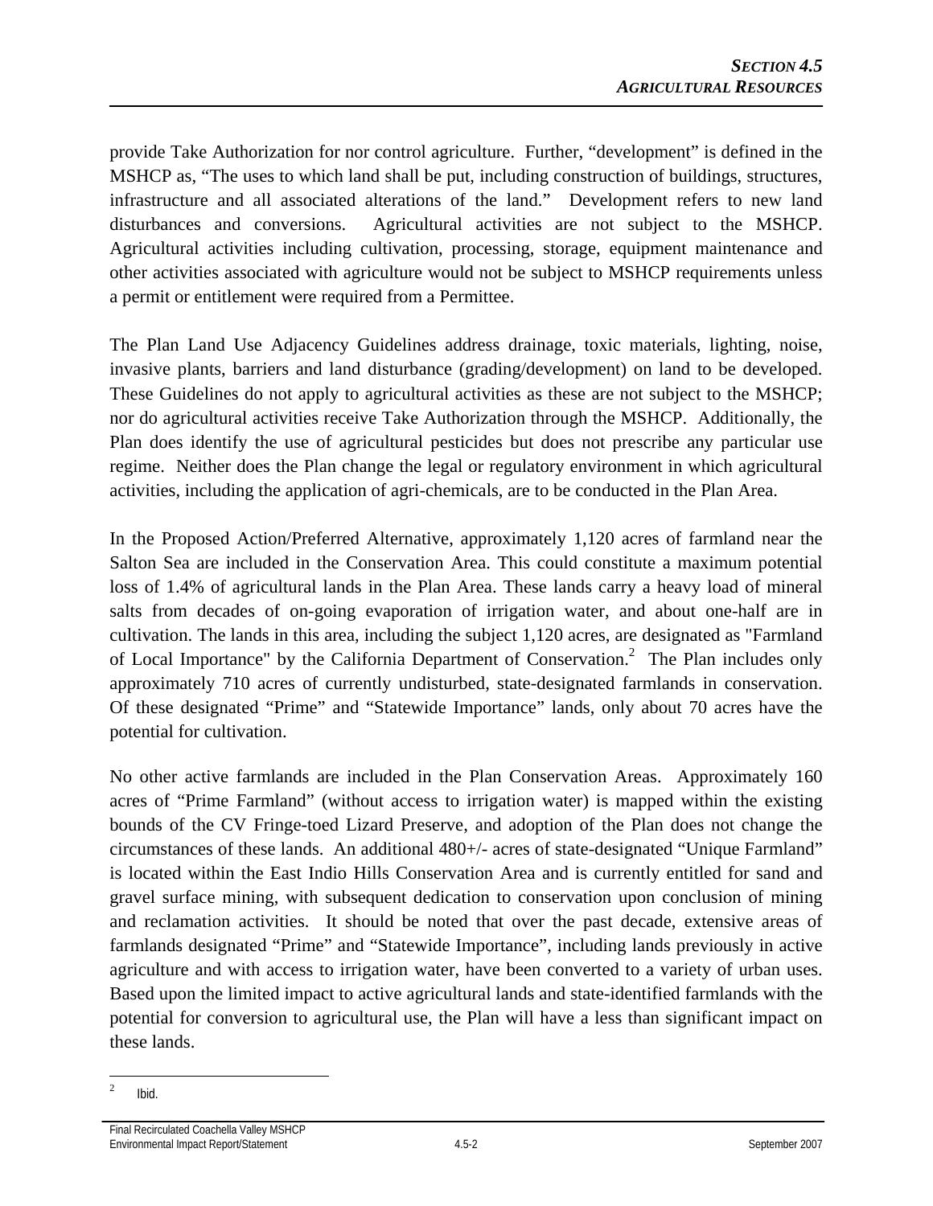provide Take Authorization for nor control agriculture. Further, "development" is defined in the MSHCP as, "The uses to which land shall be put, including construction of buildings, structures, infrastructure and all associated alterations of the land." Development refers to new land disturbances and conversions. Agricultural activities are not subject to the MSHCP. Agricultural activities including cultivation, processing, storage, equipment maintenance and other activities associated with agriculture would not be subject to MSHCP requirements unless a permit or entitlement were required from a Permittee.

The Plan Land Use Adjacency Guidelines address drainage, toxic materials, lighting, noise, invasive plants, barriers and land disturbance (grading/development) on land to be developed. These Guidelines do not apply to agricultural activities as these are not subject to the MSHCP; nor do agricultural activities receive Take Authorization through the MSHCP. Additionally, the Plan does identify the use of agricultural pesticides but does not prescribe any particular use regime. Neither does the Plan change the legal or regulatory environment in which agricultural activities, including the application of agri-chemicals, are to be conducted in the Plan Area.

In the Proposed Action/Preferred Alternative, approximately 1,120 acres of farmland near the Salton Sea are included in the Conservation Area. This could constitute a maximum potential loss of 1.4% of agricultural lands in the Plan Area. These lands carry a heavy load of mineral salts from decades of on-going evaporation of irrigation water, and about one-half are in cultivation. The lands in this area, including the subject 1,120 acres, are designated as "Farmland of Local Importance" by the California Department of Conservation.[2] The Plan includes only approximately 710 acres of currently undisturbed, state-designated farmlands in conservation. Of these designated "Prime" and "Statewide Importance" lands, only about 70 acres have the potential for cultivation.

No other active farmlands are included in the Plan Conservation Areas. Approximately 160 acres of "Prime Farmland" (without access to irrigation water) is mapped within the existing bounds of the CV Fringe-toed Lizard Preserve, and adoption of the Plan does not change the circumstances of these lands. An additional 480+/- acres of state-designated "Unique Farmland" is located within the East Indio Hills Conservation Area and is currently entitled for sand and gravel surface mining, with subsequent dedication to conservation upon conclusion of mining and reclamation activities. It should be noted that over the past decade, extensive areas of farmlands designated "Prime" and "Statewide Importance", including lands previously in active agriculture and with access to irrigation water, have been converted to a variety of urban uses. Based upon the limited impact to active agricultural lands and state-identified farmlands with the potential for conversion to agricultural use, the Plan will have a less than significant impact on these lands.

[2] Ibid.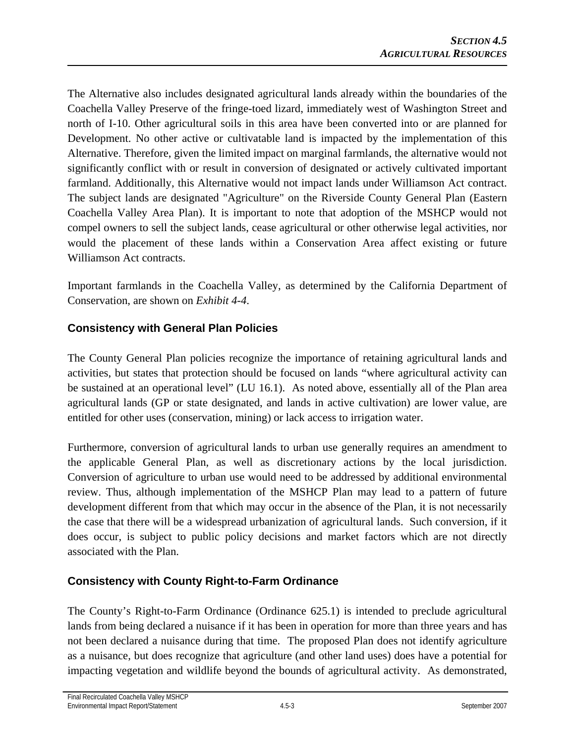The Alternative also includes designated agricultural lands already within the boundaries of the Coachella Valley Preserve of the fringe-toed lizard, immediately west of Washington Street and north of I-10. Other agricultural soils in this area have been converted into or are planned for Development. No other active or cultivatable land is impacted by the implementation of this Alternative. Therefore, given the limited impact on marginal farmlands, the alternative would not significantly conflict with or result in conversion of designated or actively cultivated important farmland. Additionally, this Alternative would not impact lands under Williamson Act contract. The subject lands are designated "Agriculture" on the Riverside County General Plan (Eastern Coachella Valley Area Plan). It is important to note that adoption of the MSHCP would not compel owners to sell the subject lands, cease agricultural or other otherwise legal activities, nor would the placement of these lands within a Conservation Area affect existing or future Williamson Act contracts.

Important farmlands in the Coachella Valley, as determined by the California Department of Conservation, are shown on *Exhibit 4-4*.

### Consistency with General Plan Policies

The County General Plan policies recognize the importance of retaining agricultural lands and activities, but states that protection should be focused on lands "where agricultural activity can be sustained at an operational level" (LU 16.1). As noted above, essentially all of the Plan area agricultural lands (GP or state designated, and lands in active cultivation) are lower value, are entitled for other uses (conservation, mining) or lack access to irrigation water.

Furthermore, conversion of agricultural lands to urban use generally requires an amendment to the applicable General Plan, as well as discretionary actions by the local jurisdiction. Conversion of agriculture to urban use would need to be addressed by additional environmental review. Thus, although implementation of the MSHCP Plan may lead to a pattern of future development different from that which may occur in the absence of the Plan, it is not necessarily the case that there will be a widespread urbanization of agricultural lands. Such conversion, if it does occur, is subject to public policy decisions and market factors which are not directly associated with the Plan.

### Consistency with County Right-to-Farm Ordinance

The County's Right-to-Farm Ordinance (Ordinance 625.1) is intended to preclude agricultural lands from being declared a nuisance if it has been in operation for more than three years and has not been declared a nuisance during that time. The proposed Plan does not identify agriculture as a nuisance, but does recognize that agriculture (and other land uses) does have a potential for impacting vegetation and wildlife beyond the bounds of agricultural activity. As demonstrated,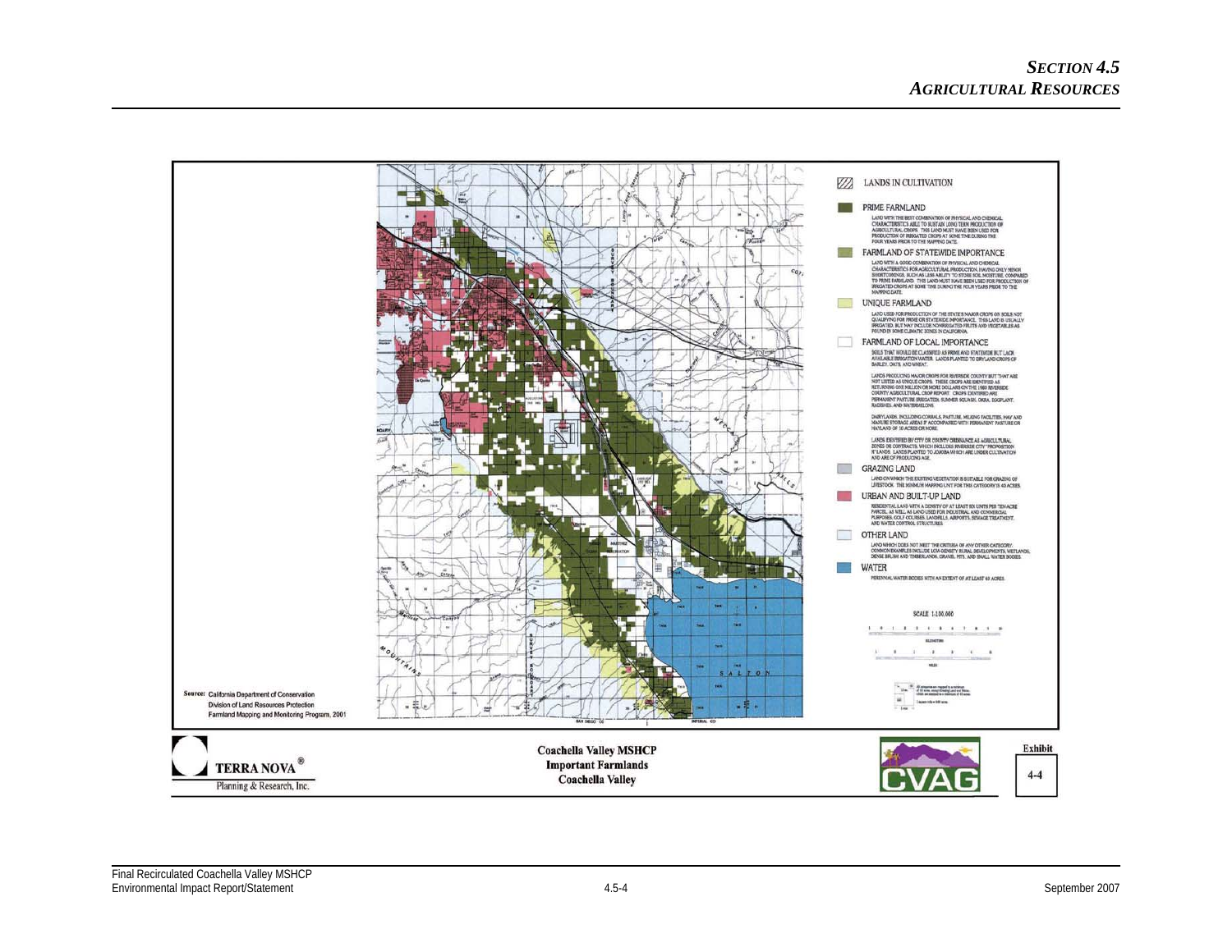LANDS IN CULTIVATION

PRIME FARMLAND

LAND WITH THE BEST COMBINATION OF PHYSICAL AND CHEMICAL CHARACTERISTICS ABLE TO SUSTAIN LONG TERM PRODUCTION OF AGRICULTURAL CROPS. THIS LAND MUST HAVE BEEN USED FOR PRODUCTION OF IRRIGATED CROPS AT SOME TIME DURING THE FOUR YEARS PRIOR TO THE MAPPING DATE.

FARMLAND OF STATEWIDE IMPORTANCE

LAND WITH A GOOD COMBINATION OF PHYSICAL AND CHEMICAL CHARACTERISTICS FOR AGRICULTURAL PRODUCTION, HAVING ONLY MINOR SHORTCOMINGS, SUCH AS LESS ABILITY TO STORE SOIL MOISTURE, COMPARED TO PRIME FARMLAND. THIS LAND MUST HAVE BEEN USED FOR PRODUCTION OF IRRIGATED CROPS AT SOME TIME DURING THE FOUR YEARS PRIOR TO THE MAPPING DATE.

UNIQUE FARMLAND

LAND USED FOR PRODUCTION OF THE STATE'S MAJOR CROPS ON SOILS NOT QUALIFYING FOR PRIME OR STATEWIDE IMPORTANCE. THIS LAND IS USUALLY IRRIGATED, BUT MAY INCLUDE NONIRRIGATED FRUITS AND VEGETABLES AS FOUND IN SOME CLIMATIC ZONES IN CALIFORNIA.

FARMLAND OF LOCAL IMPORTANCE

SOILS THAT WOULD BE CLASSIFIED AS PRIME AND STATEWIDE BUT LACK AVAILABLE IRRIGATION WATER. LANDS PLANTED TO DRYLAND CROPS OF BARLEY, OATS, AND WHEAT.

LANDS PRODUCING MAJOR CROPS FOR RIVERSIDE COUNTY BUT THAT ARE NOT LISTED AS UNIQUE CROPS. THESE CROPS ARE IDENTIFIED AS RETURNING ONE MILLION OR MORE DOLLARS ON THE 1989 RIVERSIDE COUNTY AGRICULTURAL CROP REPORT. CROPS IDENTIFIED ARE PERMANENT PASTURE (IRRIGATED), SUMMER SQUASH, OKRA, EGGPLANT, RADISHES, AND WATERMELONS.

DAIRYLANDS, INCLUDING CORRALS, PASTURE, MILKING FACILITIES, HAY AND MANURE STORAGE AREAS IF ACCOMPANIED WITH PERMANENT PASTURE OR HAYLAND OF 10 ACRES OR MORE.

LANDS IDENTIFIED BY CITY OR COUNTY ORDINANCE AS AGRICULTURAL ZONES OR CONTRACTS, WHICH INCLUDES RIVERSIDE CITY "PROPOSITION R" LANDS. LANDS PLANTED TO JOJOBA WHICH ARE UNDER CULTIVATION AND ARE OF PRODUCING AGE.

GRAZING LAND

LAND ON WHICH THE EXISTING VEGETATION IS SUITABLE FOR GRAZING OF LIVESTOCK. THE MINIMUM MAPPING UNIT FOR THIS CATEGORY IS 40 ACRES.

URBAN AND BUILT-UP LAND

RESIDENTIAL LAND WITH A DENSITY OF AT LEAST SIX UNITS PER TEN-ACRE PARCEL, AS WELL AS LAND USED FOR INDUSTRIAL AND COMMERCIAL PURPOSES, GOLF COURSES, LANDFILLS, AIRPORTS, SEWAGE TREATMENT, AND WATER CONTROL STRUCTURES.

OTHER LAND

LAND WHICH DOES NOT MEET THE CRITERIA OF ANY OTHER CATEGORY. COMMON EXAMPLES INCLUDE LOW-DENSITY RURAL DEVELOPMENTS, WETLANDS, DENSE BRUSH AND TIMBERLANDS, GRAVEL PITS, AND SMALL WATER BODIES.

WATER

PERENNIAL WATER BODIES WITH AN EXTENT OF AT LEAST 40 ACRES.

SCALE 1:100,000

Source: California Department of Conservation Division of Land Resources Protection Farmland Mapping and Monitoring Program, 2001

TERRA NOVA® Planning & Research, Inc.

**Coachella Valley MSHCP**
**Important Farmlands**
**Coachella Valley**

CVAG

Exhibit 4-4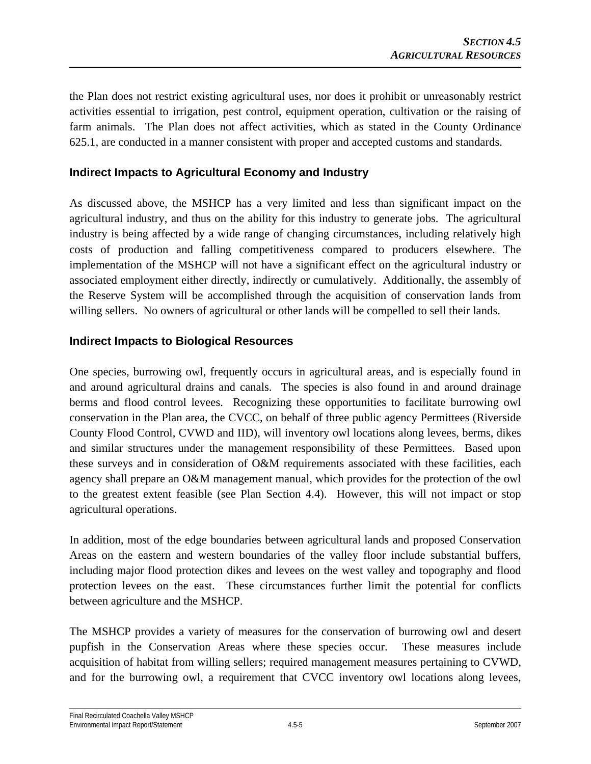the Plan does not restrict existing agricultural uses, nor does it prohibit or unreasonably restrict activities essential to irrigation, pest control, equipment operation, cultivation or the raising of farm animals. The Plan does not affect activities, which as stated in the County Ordinance 625.1, are conducted in a manner consistent with proper and accepted customs and standards.

### Indirect Impacts to Agricultural Economy and Industry

As discussed above, the MSHCP has a very limited and less than significant impact on the agricultural industry, and thus on the ability for this industry to generate jobs. The agricultural industry is being affected by a wide range of changing circumstances, including relatively high costs of production and falling competitiveness compared to producers elsewhere. The implementation of the MSHCP will not have a significant effect on the agricultural industry or associated employment either directly, indirectly or cumulatively. Additionally, the assembly of the Reserve System will be accomplished through the acquisition of conservation lands from willing sellers. No owners of agricultural or other lands will be compelled to sell their lands.

### Indirect Impacts to Biological Resources

One species, burrowing owl, frequently occurs in agricultural areas, and is especially found in and around agricultural drains and canals. The species is also found in and around drainage berms and flood control levees. Recognizing these opportunities to facilitate burrowing owl conservation in the Plan area, the CVCC, on behalf of three public agency Permittees (Riverside County Flood Control, CVWD and IID), will inventory owl locations along levees, berms, dikes and similar structures under the management responsibility of these Permittees. Based upon these surveys and in consideration of O&M requirements associated with these facilities, each agency shall prepare an O&M management manual, which provides for the protection of the owl to the greatest extent feasible (see Plan Section 4.4). However, this will not impact or stop agricultural operations.

In addition, most of the edge boundaries between agricultural lands and proposed Conservation Areas on the eastern and western boundaries of the valley floor include substantial buffers, including major flood protection dikes and levees on the west valley and topography and flood protection levees on the east. These circumstances further limit the potential for conflicts between agriculture and the MSHCP.

The MSHCP provides a variety of measures for the conservation of burrowing owl and desert pupfish in the Conservation Areas where these species occur. These measures include acquisition of habitat from willing sellers; required management measures pertaining to CVWD, and for the burrowing owl, a requirement that CVCC inventory owl locations along levees,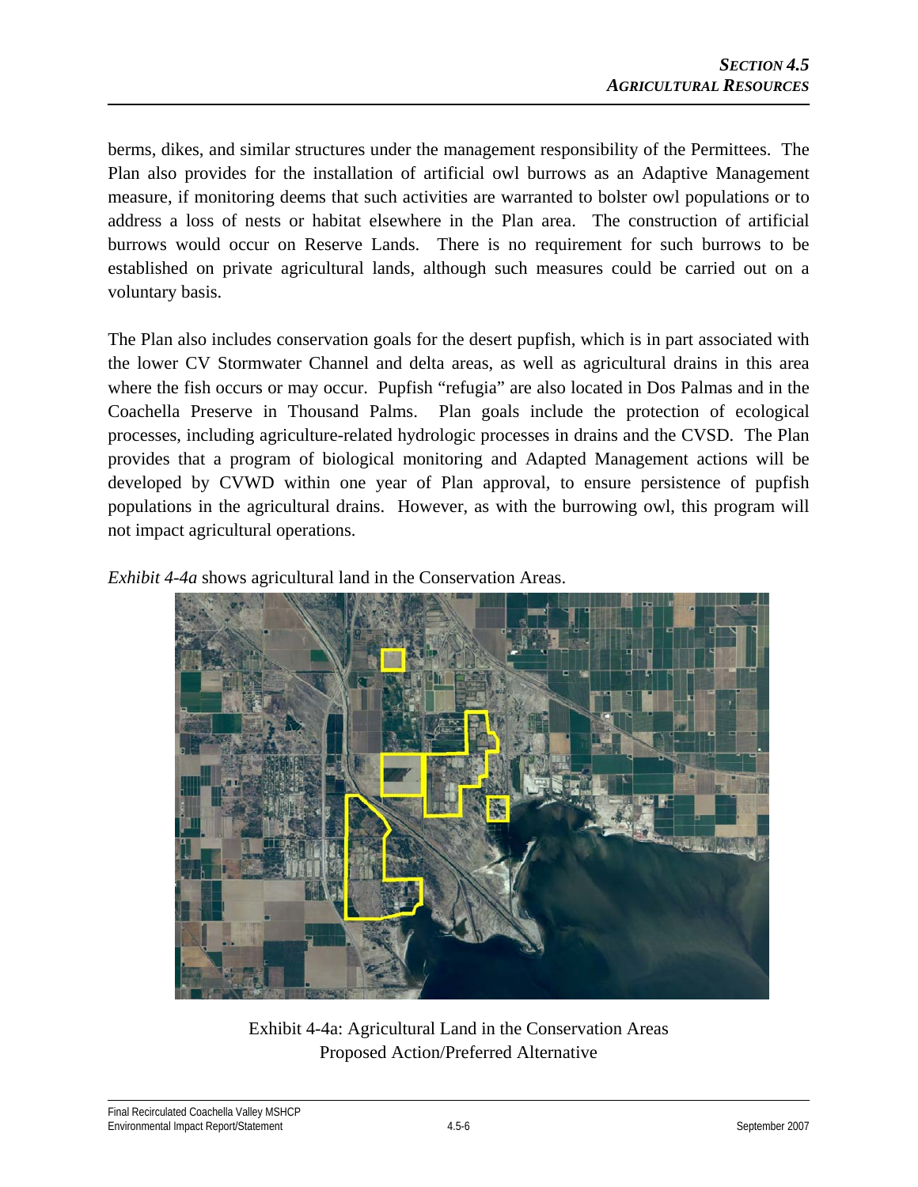berms, dikes, and similar structures under the management responsibility of the Permittees. The Plan also provides for the installation of artificial owl burrows as an Adaptive Management measure, if monitoring deems that such activities are warranted to bolster owl populations or to address a loss of nests or habitat elsewhere in the Plan area. The construction of artificial burrows would occur on Reserve Lands. There is no requirement for such burrows to be established on private agricultural lands, although such measures could be carried out on a voluntary basis.

The Plan also includes conservation goals for the desert pupfish, which is in part associated with the lower CV Stormwater Channel and delta areas, as well as agricultural drains in this area where the fish occurs or may occur. Pupfish "refugia" are also located in Dos Palmas and in the Coachella Preserve in Thousand Palms. Plan goals include the protection of ecological processes, including agriculture-related hydrologic processes in drains and the CVSD. The Plan provides that a program of biological monitoring and Adapted Management actions will be developed by CVWD within one year of Plan approval, to ensure persistence of pupfish populations in the agricultural drains. However, as with the burrowing owl, this program will not impact agricultural operations.

*Exhibit 4-4a* shows agricultural land in the Conservation Areas.

Exhibit 4-4a: Agricultural Land in the Conservation Areas
Proposed Action/Preferred Alternative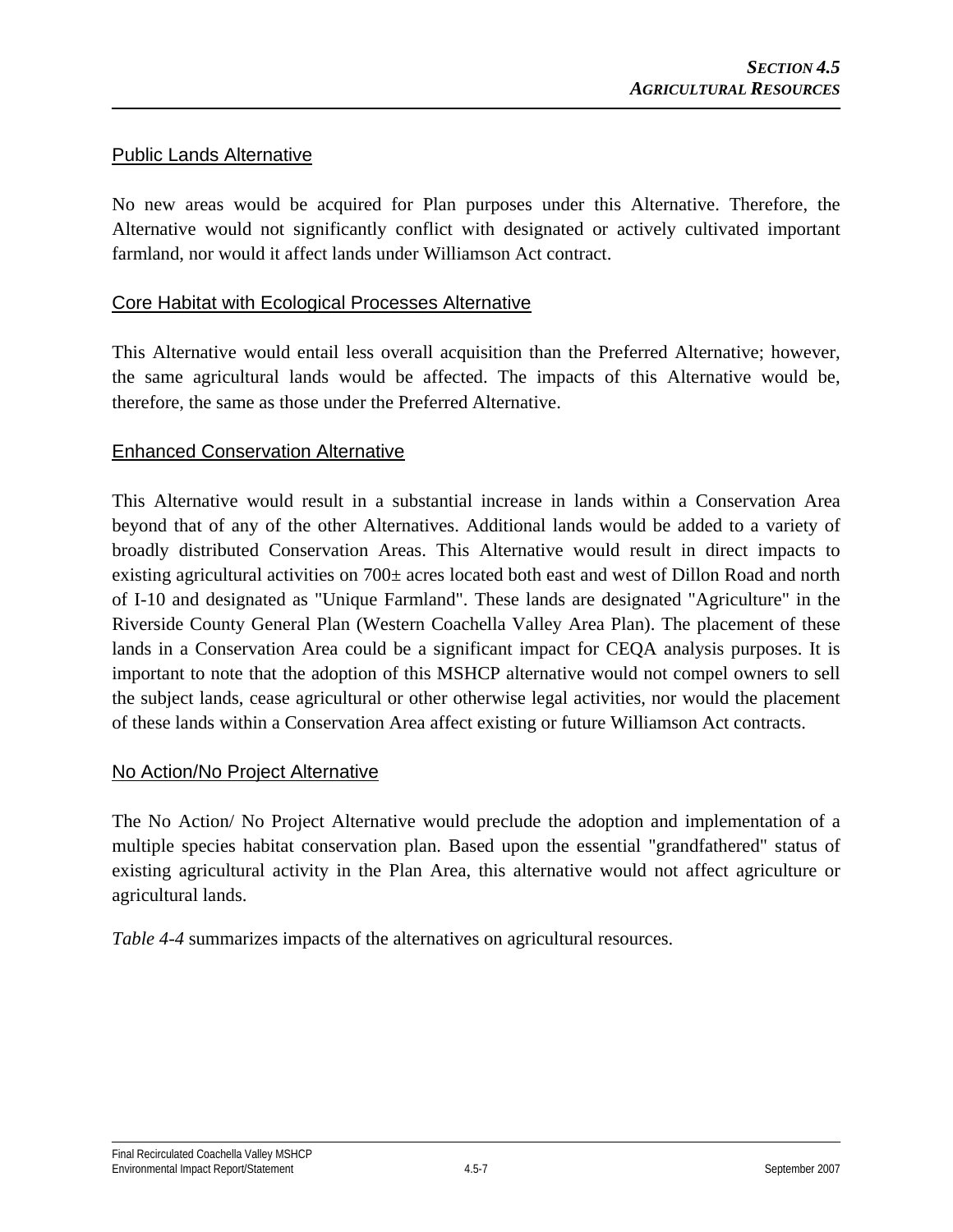### Public Lands Alternative

No new areas would be acquired for Plan purposes under this Alternative. Therefore, the Alternative would not significantly conflict with designated or actively cultivated important farmland, nor would it affect lands under Williamson Act contract.

### Core Habitat with Ecological Processes Alternative

This Alternative would entail less overall acquisition than the Preferred Alternative; however, the same agricultural lands would be affected. The impacts of this Alternative would be, therefore, the same as those under the Preferred Alternative.

### Enhanced Conservation Alternative

This Alternative would result in a substantial increase in lands within a Conservation Area beyond that of any of the other Alternatives. Additional lands would be added to a variety of broadly distributed Conservation Areas. This Alternative would result in direct impacts to existing agricultural activities on 700± acres located both east and west of Dillon Road and north of I-10 and designated as "Unique Farmland". These lands are designated "Agriculture" in the Riverside County General Plan (Western Coachella Valley Area Plan). The placement of these lands in a Conservation Area could be a significant impact for CEQA analysis purposes. It is important to note that the adoption of this MSHCP alternative would not compel owners to sell the subject lands, cease agricultural or other otherwise legal activities, nor would the placement of these lands within a Conservation Area affect existing or future Williamson Act contracts.

### No Action/No Project Alternative

The No Action/ No Project Alternative would preclude the adoption and implementation of a multiple species habitat conservation plan. Based upon the essential "grandfathered" status of existing agricultural activity in the Plan Area, this alternative would not affect agriculture or agricultural lands.

*Table 4-4* summarizes impacts of the alternatives on agricultural resources.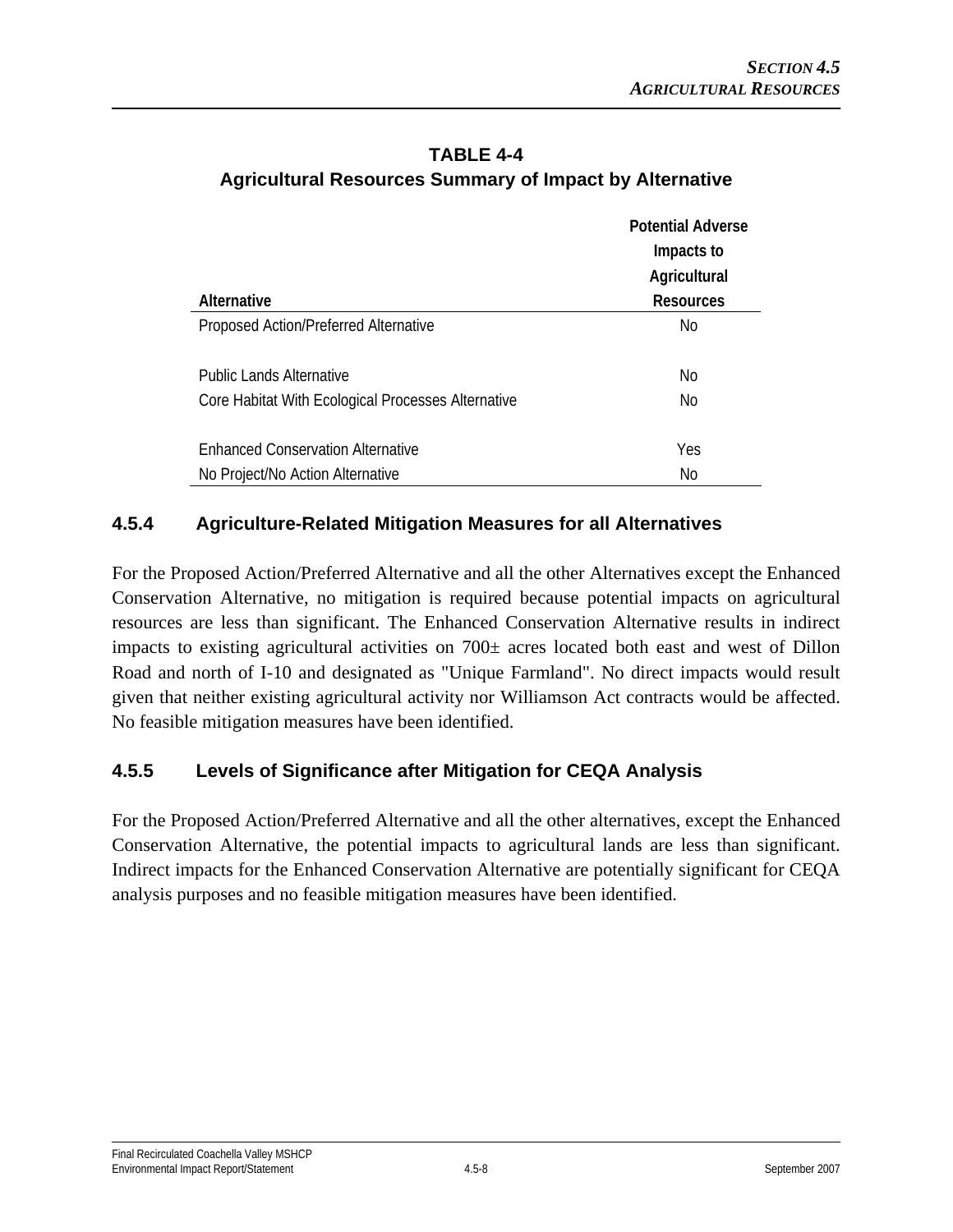**TABLE 4-4**
**Agricultural Resources Summary of Impact by Alternative**

| Alternative | Potential Adverse Impacts to Agricultural Resources |
|---|---|
| Proposed Action/Preferred Alternative | No |
| Public Lands Alternative | No |
| Core Habitat With Ecological Processes Alternative | No |
| Enhanced Conservation Alternative | Yes |
| No Project/No Action Alternative | No |

### 4.5.4 Agriculture-Related Mitigation Measures for all Alternatives

For the Proposed Action/Preferred Alternative and all the other Alternatives except the Enhanced Conservation Alternative, no mitigation is required because potential impacts on agricultural resources are less than significant. The Enhanced Conservation Alternative results in indirect impacts to existing agricultural activities on 700± acres located both east and west of Dillon Road and north of I-10 and designated as "Unique Farmland". No direct impacts would result given that neither existing agricultural activity nor Williamson Act contracts would be affected. No feasible mitigation measures have been identified.

### 4.5.5 Levels of Significance after Mitigation for CEQA Analysis

For the Proposed Action/Preferred Alternative and all the other alternatives, except the Enhanced Conservation Alternative, the potential impacts to agricultural lands are less than significant. Indirect impacts for the Enhanced Conservation Alternative are potentially significant for CEQA analysis purposes and no feasible mitigation measures have been identified.